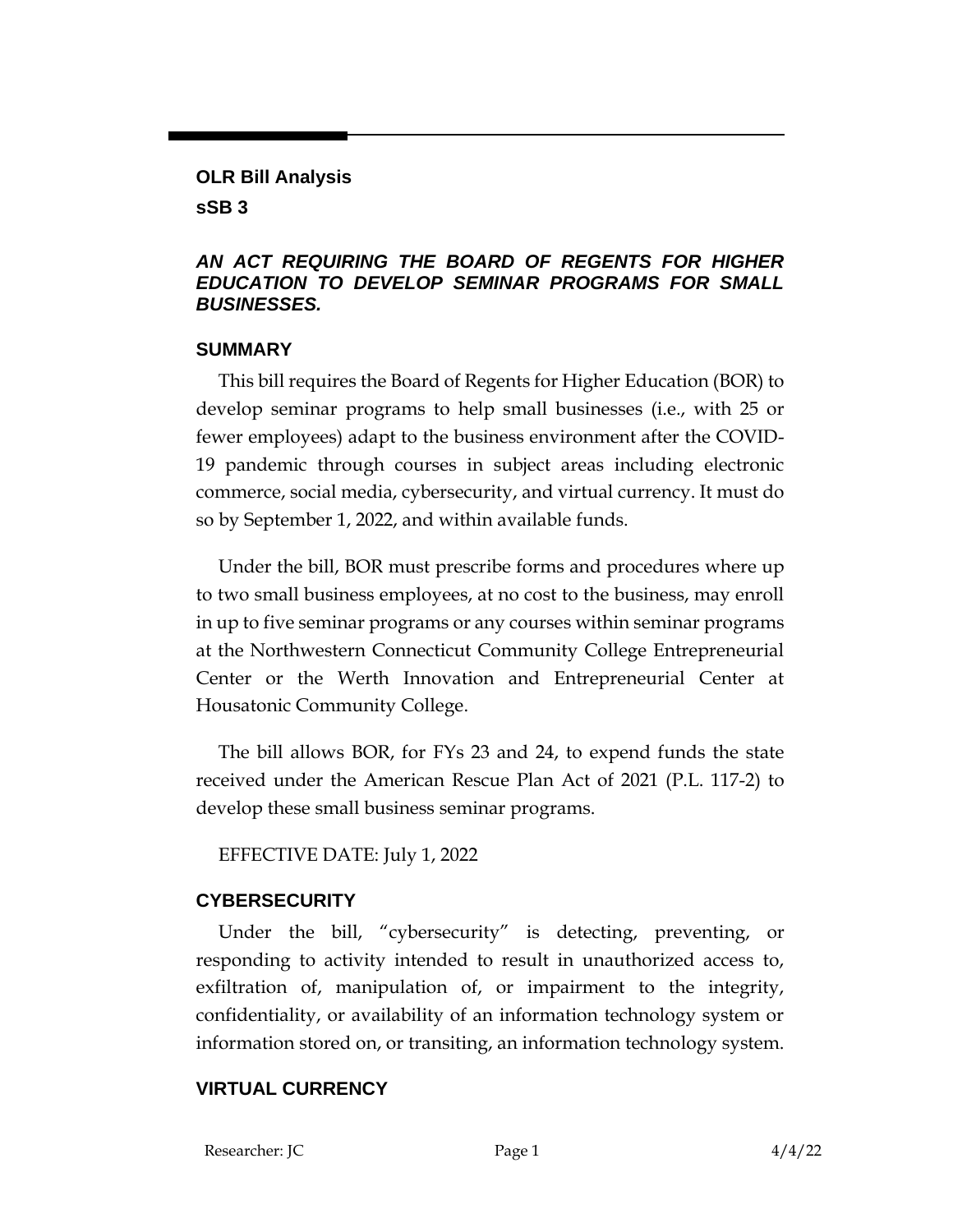**OLR Bill Analysis**

**sSB 3**

***AN ACT REQUIRING THE BOARD OF REGENTS FOR HIGHER EDUCATION TO DEVELOP SEMINAR PROGRAMS FOR SMALL BUSINESSES.***

## SUMMARY

This bill requires the Board of Regents for Higher Education (BOR) to develop seminar programs to help small businesses (i.e., with 25 or fewer employees) adapt to the business environment after the COVID-19 pandemic through courses in subject areas including electronic commerce, social media, cybersecurity, and virtual currency. It must do so by September 1, 2022, and within available funds.

Under the bill, BOR must prescribe forms and procedures where up to two small business employees, at no cost to the business, may enroll in up to five seminar programs or any courses within seminar programs at the Northwestern Connecticut Community College Entrepreneurial Center or the Werth Innovation and Entrepreneurial Center at Housatonic Community College.

The bill allows BOR, for FYs 23 and 24, to expend funds the state received under the American Rescue Plan Act of 2021 (P.L. 117-2) to develop these small business seminar programs.

EFFECTIVE DATE: July 1, 2022

## CYBERSECURITY

Under the bill, "cybersecurity" is detecting, preventing, or responding to activity intended to result in unauthorized access to, exfiltration of, manipulation of, or impairment to the integrity, confidentiality, or availability of an information technology system or information stored on, or transiting, an information technology system.

## VIRTUAL CURRENCY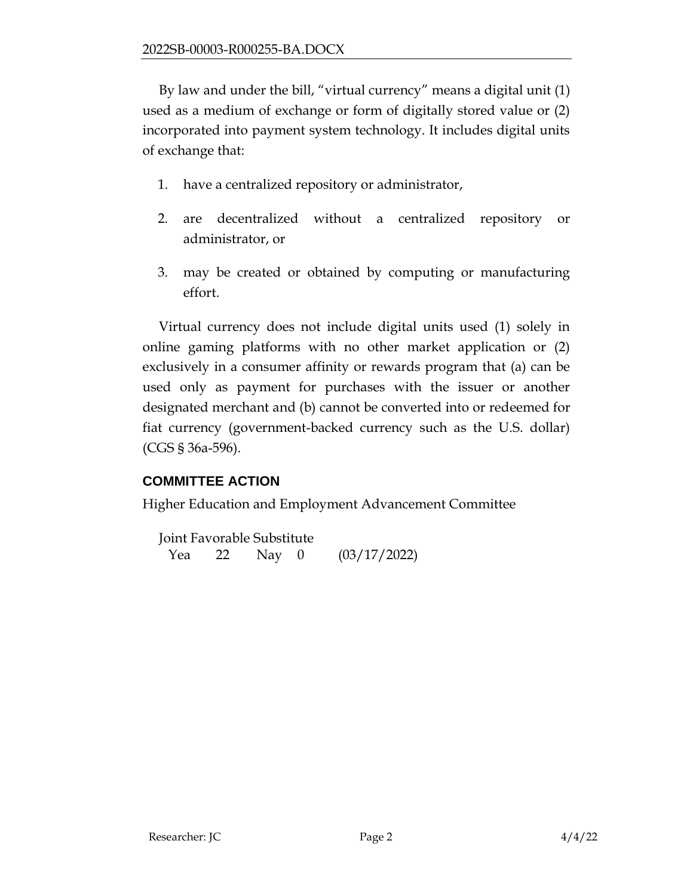By law and under the bill, "virtual currency" means a digital unit (1) used as a medium of exchange or form of digitally stored value or (2) incorporated into payment system technology. It includes digital units of exchange that:

1. have a centralized repository or administrator,
2. are decentralized without a centralized repository or administrator, or
3. may be created or obtained by computing or manufacturing effort.

Virtual currency does not include digital units used (1) solely in online gaming platforms with no other market application or (2) exclusively in a consumer affinity or rewards program that (a) can be used only as payment for purchases with the issuer or another designated merchant and (b) cannot be converted into or redeemed for fiat currency (government-backed currency such as the U.S. dollar) (CGS § 36a-596).

## COMMITTEE ACTION

Higher Education and Employment Advancement Committee

Joint Favorable Substitute
Yea 22 Nay 0 (03/17/2022)